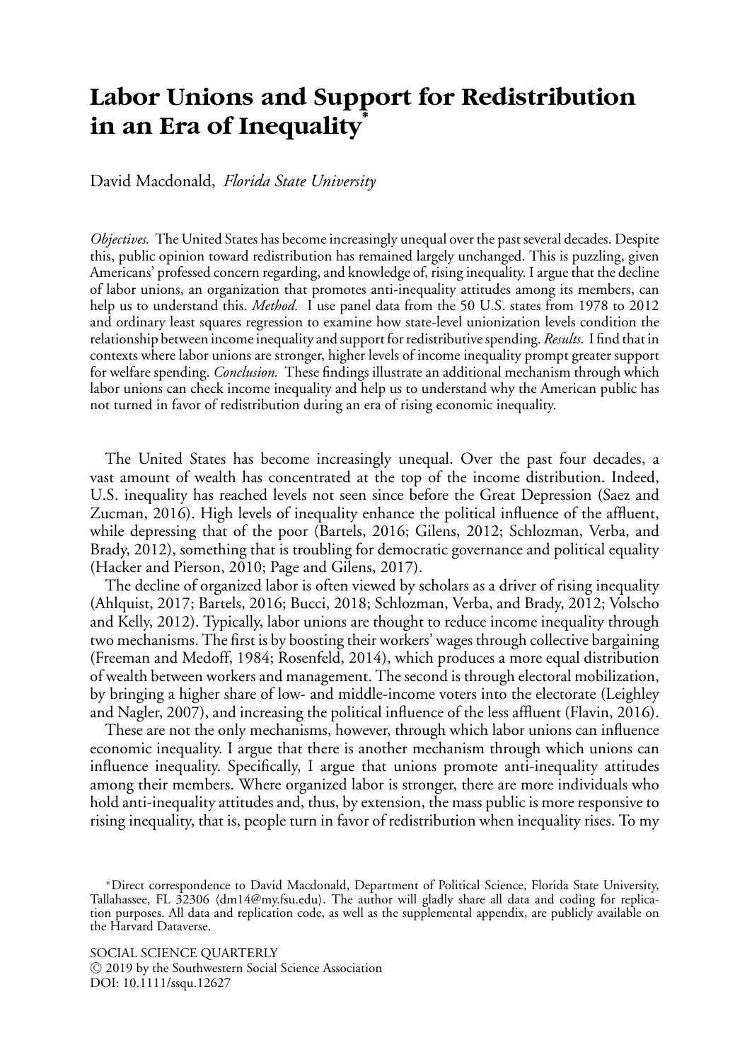# Labor Unions and Support for Redistribution in an Era of Inequality*

David Macdonald, *Florida State University*

*Objectives.* The United States has become increasingly unequal over the past several decades. Despite this, public opinion toward redistribution has remained largely unchanged. This is puzzling, given Americans' professed concern regarding, and knowledge of, rising inequality. I argue that the decline of labor unions, an organization that promotes anti-inequality attitudes among its members, can help us to understand this. *Method.* I use panel data from the 50 U.S. states from 1978 to 2012 and ordinary least squares regression to examine how state-level unionization levels condition the relationship between income inequality and support for redistributive spending. *Results.* I find that in contexts where labor unions are stronger, higher levels of income inequality prompt greater support for welfare spending. *Conclusion.* These findings illustrate an additional mechanism through which labor unions can check income inequality and help us to understand why the American public has not turned in favor of redistribution during an era of rising economic inequality.

The United States has become increasingly unequal. Over the past four decades, a vast amount of wealth has concentrated at the top of the income distribution. Indeed, U.S. inequality has reached levels not seen since before the Great Depression (Saez and Zucman, 2016). High levels of inequality enhance the political influence of the affluent, while depressing that of the poor (Bartels, 2016; Gilens, 2012; Schlozman, Verba, and Brady, 2012), something that is troubling for democratic governance and political equality (Hacker and Pierson, 2010; Page and Gilens, 2017).

The decline of organized labor is often viewed by scholars as a driver of rising inequality (Ahlquist, 2017; Bartels, 2016; Bucci, 2018; Schlozman, Verba, and Brady, 2012; Volscho and Kelly, 2012). Typically, labor unions are thought to reduce income inequality through two mechanisms. The first is by boosting their workers' wages through collective bargaining (Freeman and Medoff, 1984; Rosenfeld, 2014), which produces a more equal distribution of wealth between workers and management. The second is through electoral mobilization, by bringing a higher share of low- and middle-income voters into the electorate (Leighley and Nagler, 2007), and increasing the political influence of the less affluent (Flavin, 2016).

These are not the only mechanisms, however, through which labor unions can influence economic inequality. I argue that there is another mechanism through which unions can influence inequality. Specifically, I argue that unions promote anti-inequality attitudes among their members. Where organized labor is stronger, there are more individuals who hold anti-inequality attitudes and, thus, by extension, the mass public is more responsive to rising inequality, that is, people turn in favor of redistribution when inequality rises. To my

*Direct correspondence to David Macdonald, Department of Political Science, Florida State University, Tallahassee, FL 32306 ⟨dm14@my.fsu.edu⟩. The author will gladly share all data and coding for replication purposes. All data and replication code, as well as the supplemental appendix, are publicly available on the Harvard Dataverse.

SOCIAL SCIENCE QUARTERLY
© 2019 by the Southwestern Social Science Association
DOI: 10.1111/ssqu.12627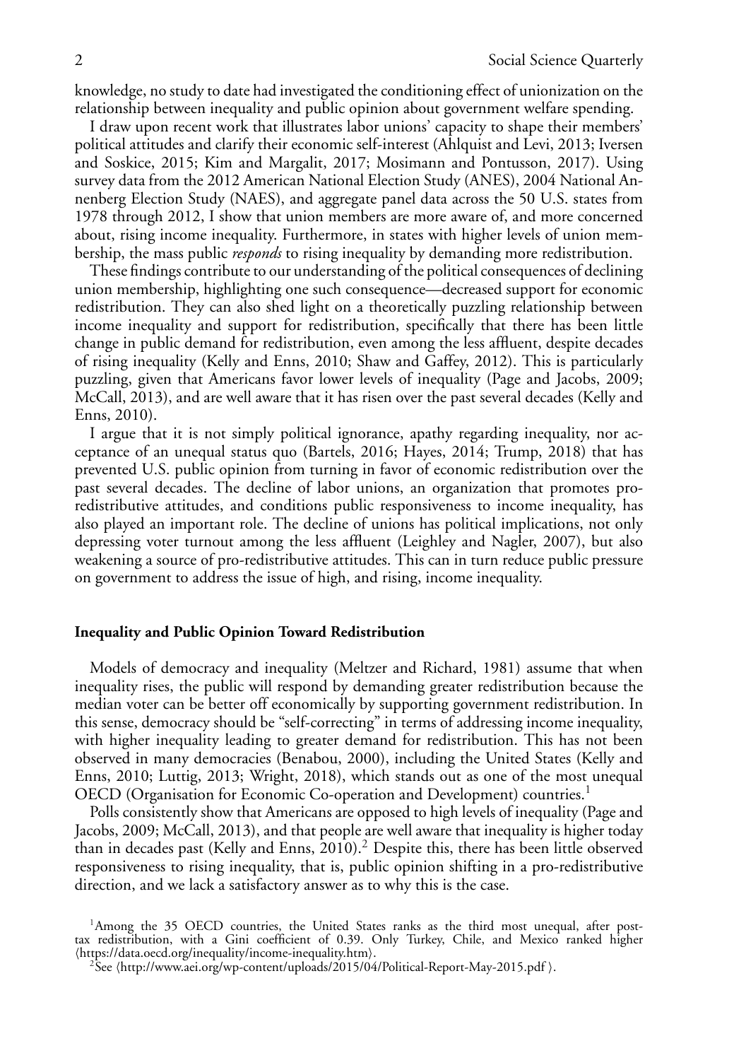knowledge, no study to date had investigated the conditioning effect of unionization on the relationship between inequality and public opinion about government welfare spending.

I draw upon recent work that illustrates labor unions' capacity to shape their members' political attitudes and clarify their economic self-interest (Ahlquist and Levi, 2013; Iversen and Soskice, 2015; Kim and Margalit, 2017; Mosimann and Pontusson, 2017). Using survey data from the 2012 American National Election Study (ANES), 2004 National Annenberg Election Study (NAES), and aggregate panel data across the 50 U.S. states from 1978 through 2012, I show that union members are more aware of, and more concerned about, rising income inequality. Furthermore, in states with higher levels of union membership, the mass public *responds* to rising inequality by demanding more redistribution.

These findings contribute to our understanding of the political consequences of declining union membership, highlighting one such consequence—decreased support for economic redistribution. They can also shed light on a theoretically puzzling relationship between income inequality and support for redistribution, specifically that there has been little change in public demand for redistribution, even among the less affluent, despite decades of rising inequality (Kelly and Enns, 2010; Shaw and Gaffey, 2012). This is particularly puzzling, given that Americans favor lower levels of inequality (Page and Jacobs, 2009; McCall, 2013), and are well aware that it has risen over the past several decades (Kelly and Enns, 2010).

I argue that it is not simply political ignorance, apathy regarding inequality, nor acceptance of an unequal status quo (Bartels, 2016; Hayes, 2014; Trump, 2018) that has prevented U.S. public opinion from turning in favor of economic redistribution over the past several decades. The decline of labor unions, an organization that promotes pro-redistributive attitudes, and conditions public responsiveness to income inequality, has also played an important role. The decline of unions has political implications, not only depressing voter turnout among the less affluent (Leighley and Nagler, 2007), but also weakening a source of pro-redistributive attitudes. This can in turn reduce public pressure on government to address the issue of high, and rising, income inequality.

### Inequality and Public Opinion Toward Redistribution

Models of democracy and inequality (Meltzer and Richard, 1981) assume that when inequality rises, the public will respond by demanding greater redistribution because the median voter can be better off economically by supporting government redistribution. In this sense, democracy should be "self-correcting" in terms of addressing income inequality, with higher inequality leading to greater demand for redistribution. This has not been observed in many democracies (Benabou, 2000), including the United States (Kelly and Enns, 2010; Luttig, 2013; Wright, 2018), which stands out as one of the most unequal OECD (Organisation for Economic Co-operation and Development) countries.[1]

Polls consistently show that Americans are opposed to high levels of inequality (Page and Jacobs, 2009; McCall, 2013), and that people are well aware that inequality is higher today than in decades past (Kelly and Enns, 2010).[2] Despite this, there has been little observed responsiveness to rising inequality, that is, public opinion shifting in a pro-redistributive direction, and we lack a satisfactory answer as to why this is the case.

[1]Among the 35 OECD countries, the United States ranks as the third most unequal, after post-tax redistribution, with a Gini coefficient of 0.39. Only Turkey, Chile, and Mexico ranked higher ⟨https://data.oecd.org/inequality/income-inequality.htm⟩.

[2]See ⟨http://www.aei.org/wp-content/uploads/2015/04/Political-Report-May-2015.pdf⟩.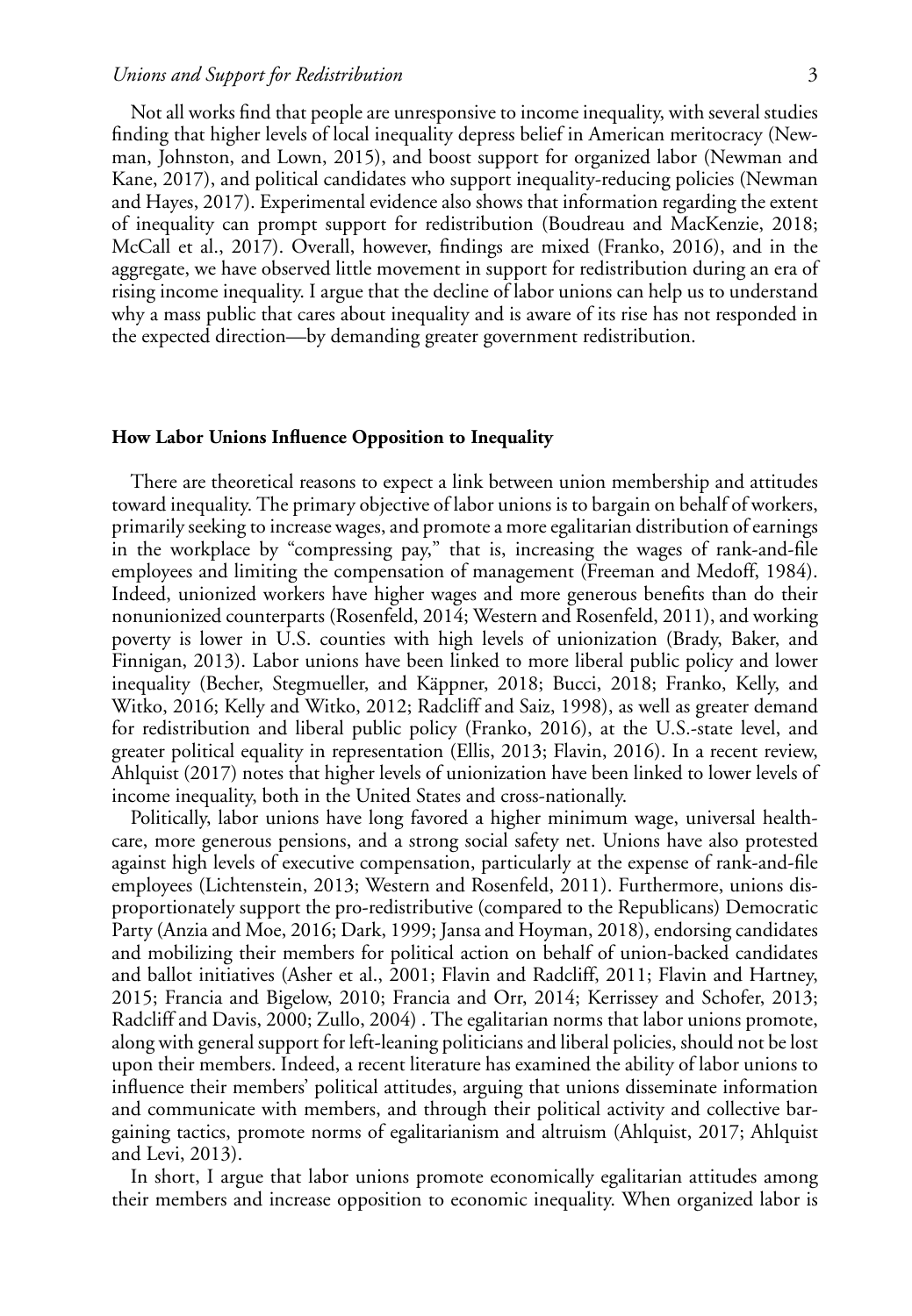Not all works find that people are unresponsive to income inequality, with several studies finding that higher levels of local inequality depress belief in American meritocracy (Newman, Johnston, and Lown, 2015), and boost support for organized labor (Newman and Kane, 2017), and political candidates who support inequality-reducing policies (Newman and Hayes, 2017). Experimental evidence also shows that information regarding the extent of inequality can prompt support for redistribution (Boudreau and MacKenzie, 2018; McCall et al., 2017). Overall, however, findings are mixed (Franko, 2016), and in the aggregate, we have observed little movement in support for redistribution during an era of rising income inequality. I argue that the decline of labor unions can help us to understand why a mass public that cares about inequality and is aware of its rise has not responded in the expected direction—by demanding greater government redistribution.

### How Labor Unions Influence Opposition to Inequality

There are theoretical reasons to expect a link between union membership and attitudes toward inequality. The primary objective of labor unions is to bargain on behalf of workers, primarily seeking to increase wages, and promote a more egalitarian distribution of earnings in the workplace by "compressing pay," that is, increasing the wages of rank-and-file employees and limiting the compensation of management (Freeman and Medoff, 1984). Indeed, unionized workers have higher wages and more generous benefits than do their nonunionized counterparts (Rosenfeld, 2014; Western and Rosenfeld, 2011), and working poverty is lower in U.S. counties with high levels of unionization (Brady, Baker, and Finnigan, 2013). Labor unions have been linked to more liberal public policy and lower inequality (Becher, Stegmueller, and Käppner, 2018; Bucci, 2018; Franko, Kelly, and Witko, 2016; Kelly and Witko, 2012; Radcliff and Saiz, 1998), as well as greater demand for redistribution and liberal public policy (Franko, 2016), at the U.S.-state level, and greater political equality in representation (Ellis, 2013; Flavin, 2016). In a recent review, Ahlquist (2017) notes that higher levels of unionization have been linked to lower levels of income inequality, both in the United States and cross-nationally.

Politically, labor unions have long favored a higher minimum wage, universal healthcare, more generous pensions, and a strong social safety net. Unions have also protested against high levels of executive compensation, particularly at the expense of rank-and-file employees (Lichtenstein, 2013; Western and Rosenfeld, 2011). Furthermore, unions disproportionately support the pro-redistributive (compared to the Republicans) Democratic Party (Anzia and Moe, 2016; Dark, 1999; Jansa and Hoyman, 2018), endorsing candidates and mobilizing their members for political action on behalf of union-backed candidates and ballot initiatives (Asher et al., 2001; Flavin and Radcliff, 2011; Flavin and Hartney, 2015; Francia and Bigelow, 2010; Francia and Orr, 2014; Kerrissey and Schofer, 2013; Radcliff and Davis, 2000; Zullo, 2004) . The egalitarian norms that labor unions promote, along with general support for left-leaning politicians and liberal policies, should not be lost upon their members. Indeed, a recent literature has examined the ability of labor unions to influence their members' political attitudes, arguing that unions disseminate information and communicate with members, and through their political activity and collective bargaining tactics, promote norms of egalitarianism and altruism (Ahlquist, 2017; Ahlquist and Levi, 2013).

In short, I argue that labor unions promote economically egalitarian attitudes among their members and increase opposition to economic inequality. When organized labor is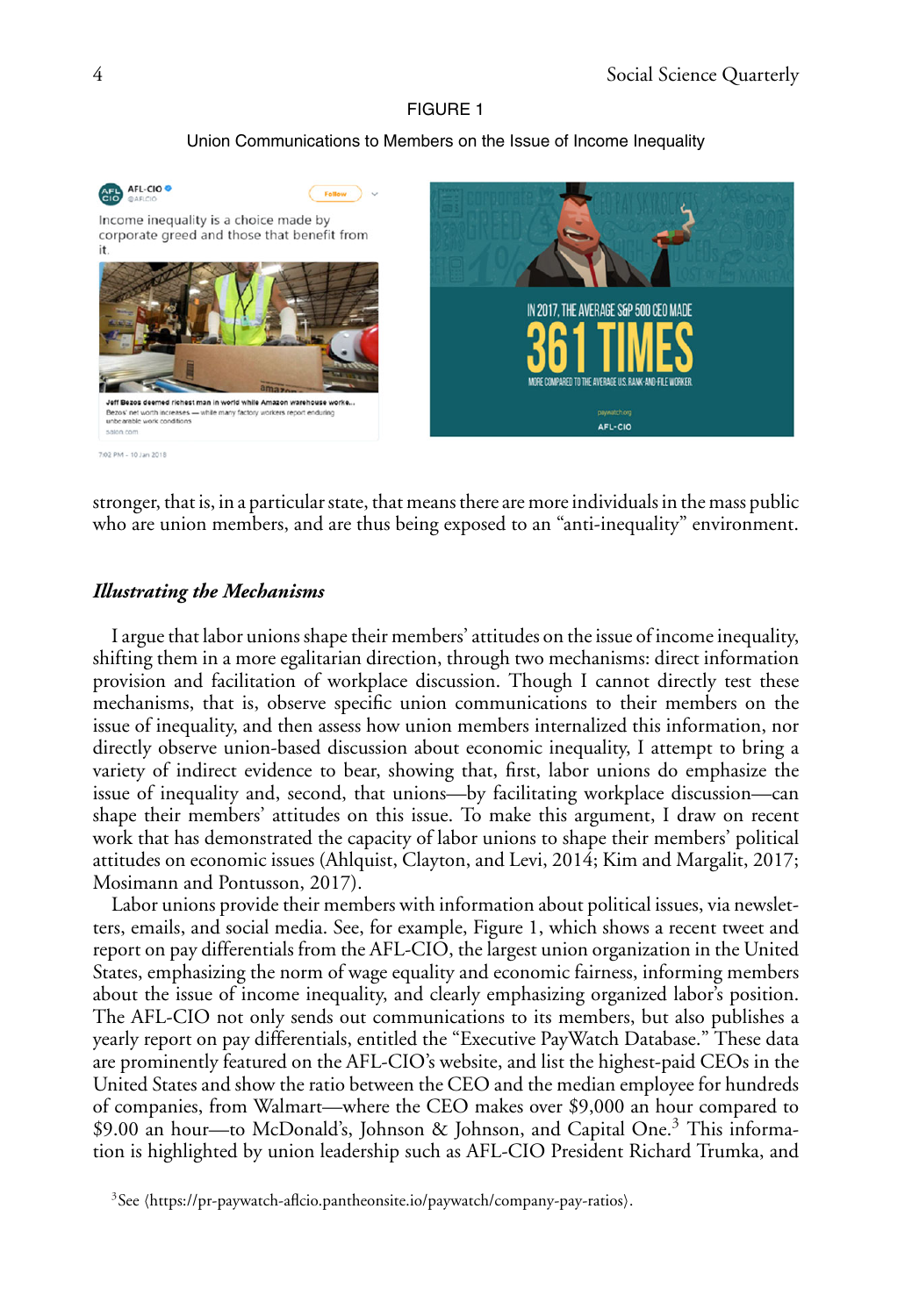FIGURE 1

Union Communications to Members on the Issue of Income Inequality

stronger, that is, in a particular state, that means there are more individuals in the mass public who are union members, and are thus being exposed to an "anti-inequality" environment.

### *Illustrating the Mechanisms*

I argue that labor unions shape their members' attitudes on the issue of income inequality, shifting them in a more egalitarian direction, through two mechanisms: direct information provision and facilitation of workplace discussion. Though I cannot directly test these mechanisms, that is, observe specific union communications to their members on the issue of inequality, and then assess how union members internalized this information, nor directly observe union-based discussion about economic inequality, I attempt to bring a variety of indirect evidence to bear, showing that, first, labor unions do emphasize the issue of inequality and, second, that unions—by facilitating workplace discussion—can shape their members' attitudes on this issue. To make this argument, I draw on recent work that has demonstrated the capacity of labor unions to shape their members' political attitudes on economic issues (Ahlquist, Clayton, and Levi, 2014; Kim and Margalit, 2017; Mosimann and Pontusson, 2017).

Labor unions provide their members with information about political issues, via newsletters, emails, and social media. See, for example, Figure 1, which shows a recent tweet and report on pay differentials from the AFL-CIO, the largest union organization in the United States, emphasizing the norm of wage equality and economic fairness, informing members about the issue of income inequality, and clearly emphasizing organized labor's position. The AFL-CIO not only sends out communications to its members, but also publishes a yearly report on pay differentials, entitled the "Executive PayWatch Database." These data are prominently featured on the AFL-CIO's website, and list the highest-paid CEOs in the United States and show the ratio between the CEO and the median employee for hundreds of companies, from Walmart—where the CEO makes over $9,000 an hour compared to $9.00 an hour—to McDonald's, Johnson & Johnson, and Capital One.[3] This information is highlighted by union leadership such as AFL-CIO President Richard Trumka, and

[3]See ⟨https://pr-paywatch-aflcio.pantheonsite.io/paywatch/company-pay-ratios⟩.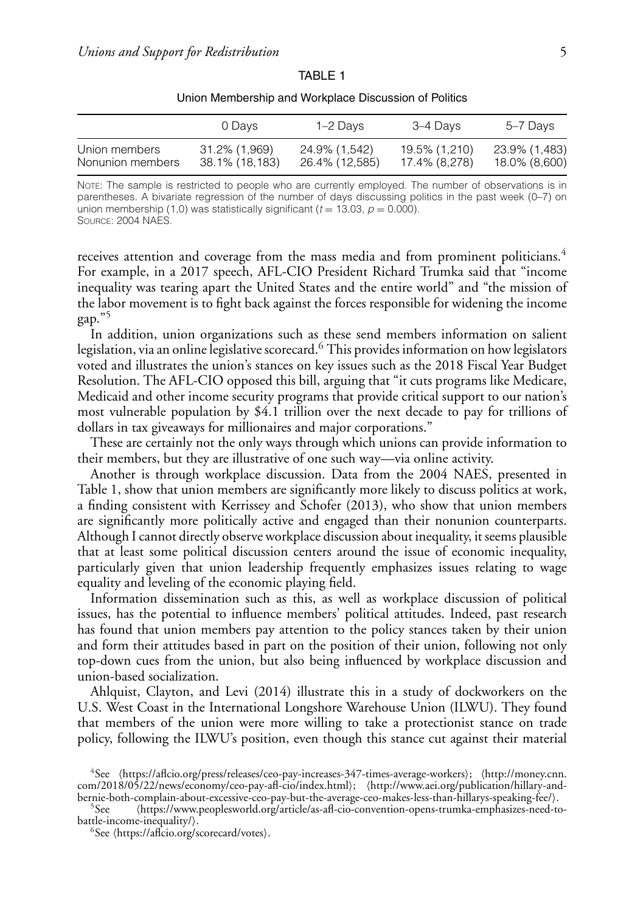TABLE 1

Union Membership and Workplace Discussion of Politics

| | 0 Days | 1–2 Days | 3–4 Days | 5–7 Days |
|---|---|---|---|---|
| Union members | 31.2% (1,969) | 24.9% (1,542) | 19.5% (1,210) | 23.9% (1,483) |
| Nonunion members | 38.1% (18,183) | 26.4% (12,585) | 17.4% (8,278) | 18.0% (8,600) |

NOTE: The sample is restricted to people who are currently employed. The number of observations is in parentheses. A bivariate regression of the number of days discussing politics in the past week (0–7) on union membership (1,0) was statistically significant ($t = 13.03$, $p = 0.000$).
SOURCE: 2004 NAES.

receives attention and coverage from the mass media and from prominent politicians.[4] For example, in a 2017 speech, AFL-CIO President Richard Trumka said that "income inequality was tearing apart the United States and the entire world" and "the mission of the labor movement is to fight back against the forces responsible for widening the income gap."[5]

In addition, union organizations such as these send members information on salient legislation, via an online legislative scorecard.[6] This provides information on how legislators voted and illustrates the union's stances on key issues such as the 2018 Fiscal Year Budget Resolution. The AFL-CIO opposed this bill, arguing that "it cuts programs like Medicare, Medicaid and other income security programs that provide critical support to our nation's most vulnerable population by $4.1 trillion over the next decade to pay for trillions of dollars in tax giveaways for millionaires and major corporations."

These are certainly not the only ways through which unions can provide information to their members, but they are illustrative of one such way—via online activity.

Another is through workplace discussion. Data from the 2004 NAES, presented in Table 1, show that union members are significantly more likely to discuss politics at work, a finding consistent with Kerrissey and Schofer (2013), who show that union members are significantly more politically active and engaged than their nonunion counterparts. Although I cannot directly observe workplace discussion about inequality, it seems plausible that at least some political discussion centers around the issue of economic inequality, particularly given that union leadership frequently emphasizes issues relating to wage equality and leveling of the economic playing field.

Information dissemination such as this, as well as workplace discussion of political issues, has the potential to influence members' political attitudes. Indeed, past research has found that union members pay attention to the policy stances taken by their union and form their attitudes based in part on the position of their union, following not only top-down cues from the union, but also being influenced by workplace discussion and union-based socialization.

Ahlquist, Clayton, and Levi (2014) illustrate this in a study of dockworkers on the U.S. West Coast in the International Longshore Warehouse Union (ILWU). They found that members of the union were more willing to take a protectionist stance on trade policy, following the ILWU's position, even though this stance cut against their material

[4] See ⟨https://aflcio.org/press/releases/ceo-pay-increases-347-times-average-workers⟩; ⟨http://money.cnn.com/2018/05/22/news/economy/ceo-pay-afl-cio/index.html⟩; ⟨http://www.aei.org/publication/hillary-and-bernie-both-complain-about-excessive-ceo-pay-but-the-average-ceo-makes-less-than-hillarys-speaking-fee/⟩.

[5] See ⟨https://www.peoplesworld.org/article/as-afl-cio-convention-opens-trumka-emphasizes-need-to-battle-income-inequality/⟩.

[6] See ⟨https://aflcio.org/scorecard/votes⟩.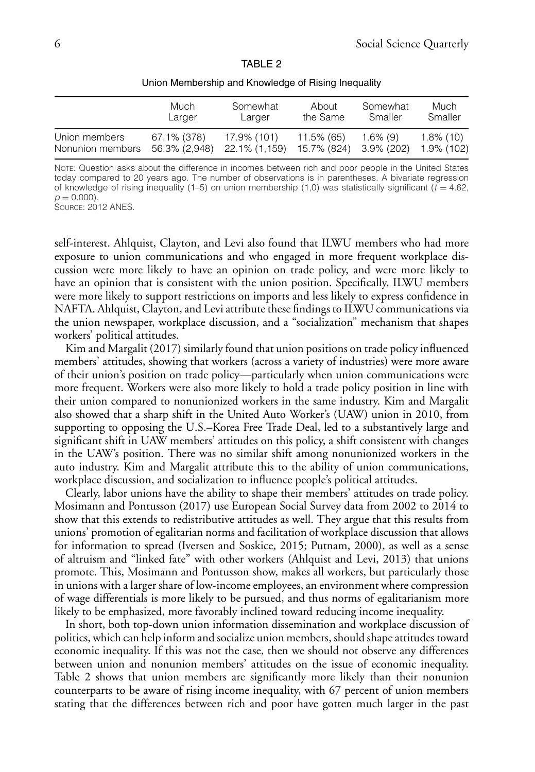TABLE 2

Union Membership and Knowledge of Rising Inequality

| | Much Larger | Somewhat Larger | About the Same | Somewhat Smaller | Much Smaller |
|---|---|---|---|---|---|
| Union members | 67.1% (378) | 17.9% (101) | 11.5% (65) | 1.6% (9) | 1.8% (10) |
| Nonunion members | 56.3% (2,948) | 22.1% (1,159) | 15.7% (824) | 3.9% (202) | 1.9% (102) |

NOTE: Question asks about the difference in incomes between rich and poor people in the United States today compared to 20 years ago. The number of observations is in parentheses. A bivariate regression of knowledge of rising inequality (1–5) on union membership (1,0) was statistically significant ($t = 4.62$, $p = 0.000$).
SOURCE: 2012 ANES.

self-interest. Ahlquist, Clayton, and Levi also found that ILWU members who had more exposure to union communications and who engaged in more frequent workplace discussion were more likely to have an opinion on trade policy, and were more likely to have an opinion that is consistent with the union position. Specifically, ILWU members were more likely to support restrictions on imports and less likely to express confidence in NAFTA. Ahlquist, Clayton, and Levi attribute these findings to ILWU communications via the union newspaper, workplace discussion, and a "socialization" mechanism that shapes workers' political attitudes.

Kim and Margalit (2017) similarly found that union positions on trade policy influenced members' attitudes, showing that workers (across a variety of industries) were more aware of their union's position on trade policy—particularly when union communications were more frequent. Workers were also more likely to hold a trade policy position in line with their union compared to nonunionized workers in the same industry. Kim and Margalit also showed that a sharp shift in the United Auto Worker's (UAW) union in 2010, from supporting to opposing the U.S.–Korea Free Trade Deal, led to a substantively large and significant shift in UAW members' attitudes on this policy, a shift consistent with changes in the UAW's position. There was no similar shift among nonunionized workers in the auto industry. Kim and Margalit attribute this to the ability of union communications, workplace discussion, and socialization to influence people's political attitudes.

Clearly, labor unions have the ability to shape their members' attitudes on trade policy. Mosimann and Pontusson (2017) use European Social Survey data from 2002 to 2014 to show that this extends to redistributive attitudes as well. They argue that this results from unions' promotion of egalitarian norms and facilitation of workplace discussion that allows for information to spread (Iversen and Soskice, 2015; Putnam, 2000), as well as a sense of altruism and "linked fate" with other workers (Ahlquist and Levi, 2013) that unions promote. This, Mosimann and Pontusson show, makes all workers, but particularly those in unions with a larger share of low-income employees, an environment where compression of wage differentials is more likely to be pursued, and thus norms of egalitarianism more likely to be emphasized, more favorably inclined toward reducing income inequality.

In short, both top-down union information dissemination and workplace discussion of politics, which can help inform and socialize union members, should shape attitudes toward economic inequality. If this was not the case, then we should not observe any differences between union and nonunion members' attitudes on the issue of economic inequality. Table 2 shows that union members are significantly more likely than their nonunion counterparts to be aware of rising income inequality, with 67 percent of union members stating that the differences between rich and poor have gotten much larger in the past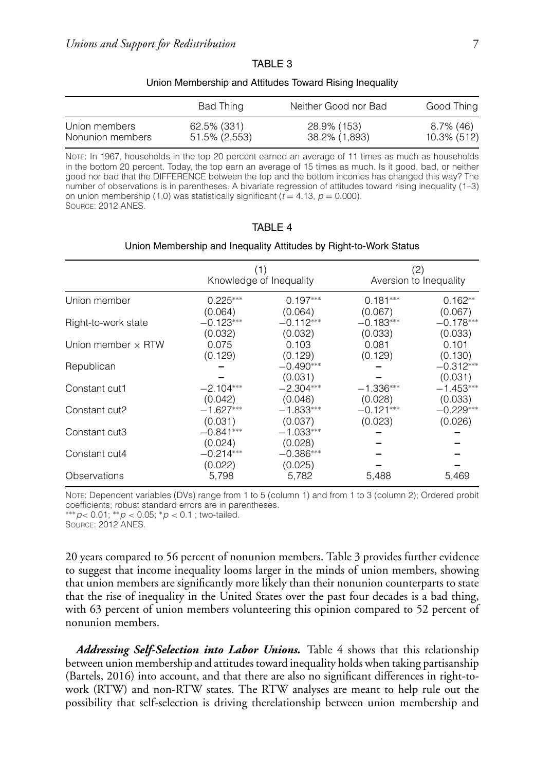TABLE 3

Union Membership and Attitudes Toward Rising Inequality

| | Bad Thing | Neither Good nor Bad | Good Thing |
|---|---|---|---|
| Union members | 62.5% (331) | 28.9% (153) | 8.7% (46) |
| Nonunion members | 51.5% (2,553) | 38.2% (1,893) | 10.3% (512) |

NOTE: In 1967, households in the top 20 percent earned an average of 11 times as much as households in the bottom 20 percent. Today, the top earn an average of 15 times as much. Is it good, bad, or neither good nor bad that the DIFFERENCE between the top and the bottom incomes has changed this way? The number of observations is in parentheses. A bivariate regression of attitudes toward rising inequality (1–3) on union membership (1,0) was statistically significant ($t = 4.13$, $p = 0.000$).
SOURCE: 2012 ANES.

TABLE 4

Union Membership and Inequality Attitudes by Right-to-Work Status

| | (1) Knowledge of Inequality | | (2) Aversion to Inequality | |
|---|---|---|---|---|
| Union member | 0.225*** | 0.197*** | 0.181*** | 0.162** |
| | (0.064) | (0.064) | (0.067) | (0.067) |
| Right-to-work state | −0.123*** | −0.112*** | −0.183*** | −0.178*** |
| | (0.032) | (0.032) | (0.033) | (0.033) |
| Union member × RTW | 0.075 | 0.103 | 0.081 | 0.101 |
| | (0.129) | (0.129) | (0.129) | (0.130) |
| Republican | – | −0.490*** | – | −0.312*** |
| | – | (0.031) | – | (0.031) |
| Constant cut1 | −2.104*** | −2.304*** | −1.336*** | −1.453*** |
| | (0.042) | (0.046) | (0.028) | (0.033) |
| Constant cut2 | −1.627*** | −1.833*** | −0.121*** | −0.229*** |
| | (0.031) | (0.037) | (0.023) | (0.026) |
| Constant cut3 | −0.841*** | −1.033*** | – | – |
| | (0.024) | (0.028) | – | – |
| Constant cut4 | −0.214*** | −0.386*** | – | – |
| | (0.022) | (0.025) | – | – |
| Observations | 5,798 | 5,782 | 5,488 | 5,469 |

NOTE: Dependent variables (DVs) range from 1 to 5 (column 1) and from 1 to 3 (column 2); Ordered probit coefficients; robust standard errors are in parentheses.
***$p < 0.01$; **$p < 0.05$; *$p < 0.1$ ; two-tailed.
SOURCE: 2012 ANES.

20 years compared to 56 percent of nonunion members. Table 3 provides further evidence to suggest that income inequality looms larger in the minds of union members, showing that union members are significantly more likely than their nonunion counterparts to state that the rise of inequality in the United States over the past four decades is a bad thing, with 63 percent of union members volunteering this opinion compared to 52 percent of nonunion members.

***Addressing Self-Selection into Labor Unions.*** Table 4 shows that this relationship between union membership and attitudes toward inequality holds when taking partisanship (Bartels, 2016) into account, and that there are also no significant differences in right-to-work (RTW) and non-RTW states. The RTW analyses are meant to help rule out the possibility that self-selection is driving therelationship between union membership and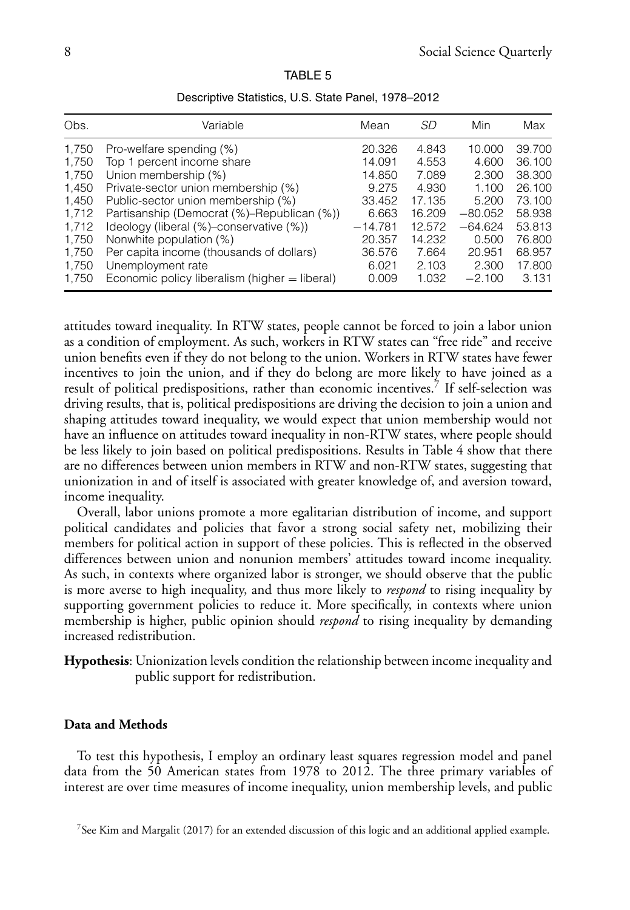TABLE 5

Descriptive Statistics, U.S. State Panel, 1978–2012

| Obs. | Variable | Mean | *SD* | Min | Max |
|---|---|---|---|---|---|
| 1,750 | Pro-welfare spending (%) | 20.326 | 4.843 | 10.000 | 39.700 |
| 1,750 | Top 1 percent income share | 14.091 | 4.553 | 4.600 | 36.100 |
| 1,750 | Union membership (%) | 14.850 | 7.089 | 2.300 | 38.300 |
| 1,450 | Private-sector union membership (%) | 9.275 | 4.930 | 1.100 | 26.100 |
| 1,450 | Public-sector union membership (%) | 33.452 | 17.135 | 5.200 | 73.100 |
| 1,712 | Partisanship (Democrat (%)–Republican (%)) | 6.663 | 16.209 | −80.052 | 58.938 |
| 1,712 | Ideology (liberal (%)–conservative (%)) | −14.781 | 12.572 | −64.624 | 53.813 |
| 1,750 | Nonwhite population (%) | 20.357 | 14.232 | 0.500 | 76.800 |
| 1,750 | Per capita income (thousands of dollars) | 36.576 | 7.664 | 20.951 | 68.957 |
| 1,750 | Unemployment rate | 6.021 | 2.103 | 2.300 | 17.800 |
| 1,750 | Economic policy liberalism (higher = liberal) | 0.009 | 1.032 | −2.100 | 3.131 |

attitudes toward inequality. In RTW states, people cannot be forced to join a labor union as a condition of employment. As such, workers in RTW states can "free ride" and receive union benefits even if they do not belong to the union. Workers in RTW states have fewer incentives to join the union, and if they do belong are more likely to have joined as a result of political predispositions, rather than economic incentives.[7] If self-selection was driving results, that is, political predispositions are driving the decision to join a union and shaping attitudes toward inequality, we would expect that union membership would not have an influence on attitudes toward inequality in non-RTW states, where people should be less likely to join based on political predispositions. Results in Table 4 show that there are no differences between union members in RTW and non-RTW states, suggesting that unionization in and of itself is associated with greater knowledge of, and aversion toward, income inequality.

Overall, labor unions promote a more egalitarian distribution of income, and support political candidates and policies that favor a strong social safety net, mobilizing their members for political action in support of these policies. This is reflected in the observed differences between union and nonunion members' attitudes toward income inequality. As such, in contexts where organized labor is stronger, we should observe that the public is more averse to high inequality, and thus more likely to *respond* to rising inequality by supporting government policies to reduce it. More specifically, in contexts where union membership is higher, public opinion should *respond* to rising inequality by demanding increased redistribution.

**Hypothesis**: Unionization levels condition the relationship between income inequality and public support for redistribution.

#### Data and Methods

To test this hypothesis, I employ an ordinary least squares regression model and panel data from the 50 American states from 1978 to 2012. The three primary variables of interest are over time measures of income inequality, union membership levels, and public

[7] See Kim and Margalit (2017) for an extended discussion of this logic and an additional applied example.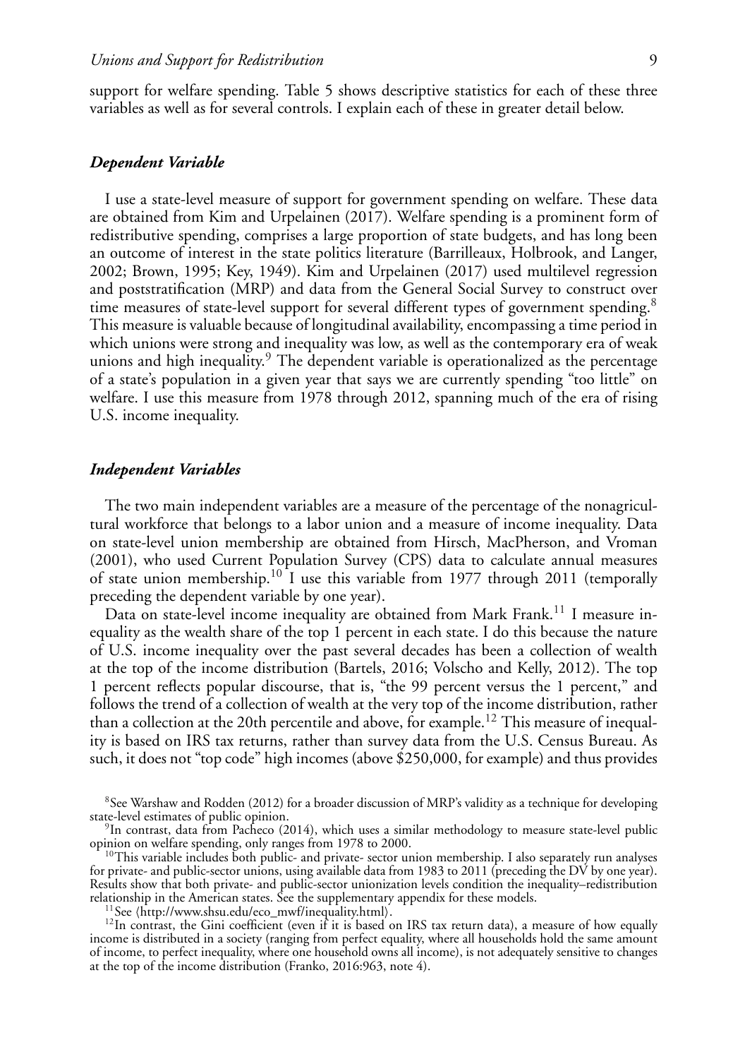support for welfare spending. Table 5 shows descriptive statistics for each of these three variables as well as for several controls. I explain each of these in greater detail below.

### *Dependent Variable*

I use a state-level measure of support for government spending on welfare. These data are obtained from Kim and Urpelainen (2017). Welfare spending is a prominent form of redistributive spending, comprises a large proportion of state budgets, and has long been an outcome of interest in the state politics literature (Barrilleaux, Holbrook, and Langer, 2002; Brown, 1995; Key, 1949). Kim and Urpelainen (2017) used multilevel regression and poststratification (MRP) and data from the General Social Survey to construct over time measures of state-level support for several different types of government spending.[8] This measure is valuable because of longitudinal availability, encompassing a time period in which unions were strong and inequality was low, as well as the contemporary era of weak unions and high inequality.[9] The dependent variable is operationalized as the percentage of a state's population in a given year that says we are currently spending "too little" on welfare. I use this measure from 1978 through 2012, spanning much of the era of rising U.S. income inequality.

### *Independent Variables*

The two main independent variables are a measure of the percentage of the nonagricultural workforce that belongs to a labor union and a measure of income inequality. Data on state-level union membership are obtained from Hirsch, MacPherson, and Vroman (2001), who used Current Population Survey (CPS) data to calculate annual measures of state union membership.[10] I use this variable from 1977 through 2011 (temporally preceding the dependent variable by one year).

Data on state-level income inequality are obtained from Mark Frank.[11] I measure inequality as the wealth share of the top 1 percent in each state. I do this because the nature of U.S. income inequality over the past several decades has been a collection of wealth at the top of the income distribution (Bartels, 2016; Volscho and Kelly, 2012). The top 1 percent reflects popular discourse, that is, "the 99 percent versus the 1 percent," and follows the trend of a collection of wealth at the very top of the income distribution, rather than a collection at the 20th percentile and above, for example.[12] This measure of inequality is based on IRS tax returns, rather than survey data from the U.S. Census Bureau. As such, it does not "top code" high incomes (above $250,000, for example) and thus provides

[8] See Warshaw and Rodden (2012) for a broader discussion of MRP's validity as a technique for developing state-level estimates of public opinion.

[9] In contrast, data from Pacheco (2014), which uses a similar methodology to measure state-level public opinion on welfare spending, only ranges from 1978 to 2000.

[10] This variable includes both public- and private- sector union membership. I also separately run analyses for private- and public-sector unions, using available data from 1983 to 2011 (preceding the DV by one year). Results show that both private- and public-sector unionization levels condition the inequality–redistribution relationship in the American states. See the supplementary appendix for these models.

[11] See ⟨http://www.shsu.edu/eco_mwf/inequality.html⟩.

[12] In contrast, the Gini coefficient (even if it is based on IRS tax return data), a measure of how equally income is distributed in a society (ranging from perfect equality, where all households hold the same amount of income, to perfect inequality, where one household owns all income), is not adequately sensitive to changes at the top of the income distribution (Franko, 2016:963, note 4).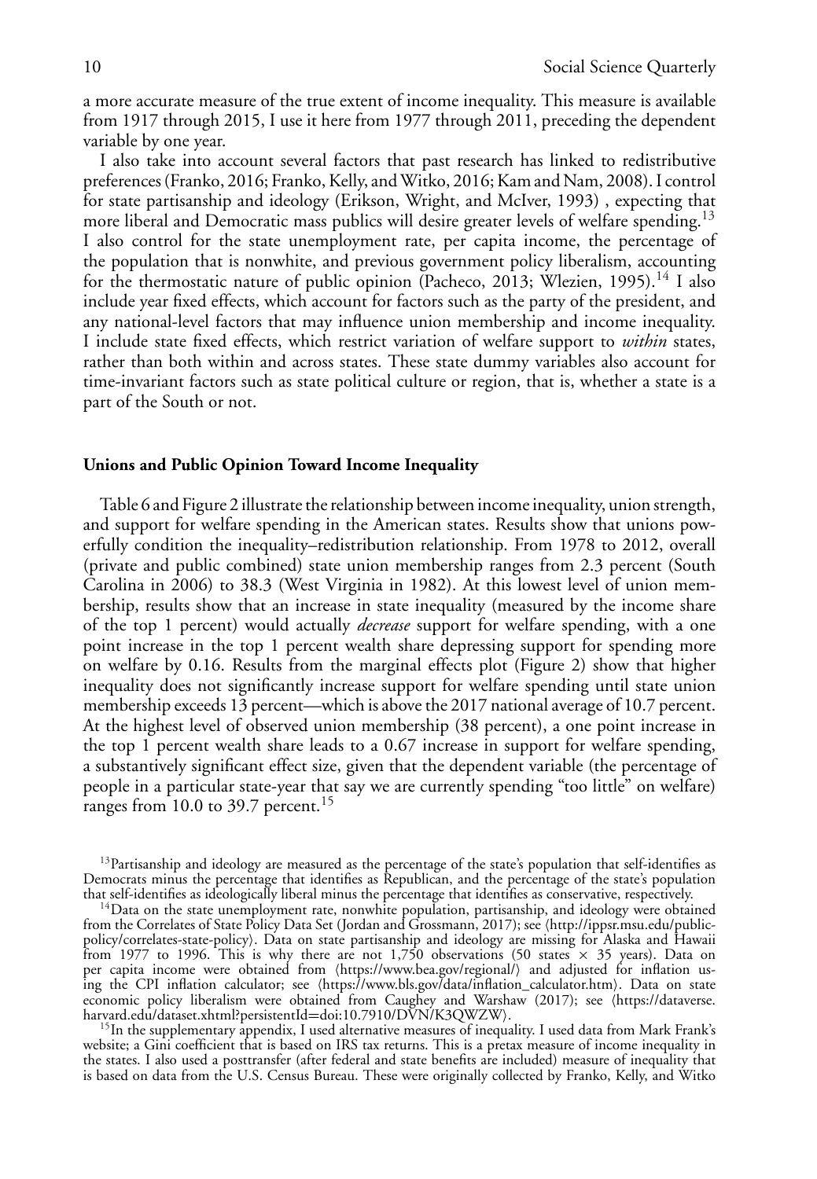a more accurate measure of the true extent of income inequality. This measure is available from 1917 through 2015, I use it here from 1977 through 2011, preceding the dependent variable by one year.

I also take into account several factors that past research has linked to redistributive preferences (Franko, 2016; Franko, Kelly, and Witko, 2016; Kam and Nam, 2008). I control for state partisanship and ideology (Erikson, Wright, and McIver, 1993) , expecting that more liberal and Democratic mass publics will desire greater levels of welfare spending.[13] I also control for the state unemployment rate, per capita income, the percentage of the population that is nonwhite, and previous government policy liberalism, accounting for the thermostatic nature of public opinion (Pacheco, 2013; Wlezien, 1995).[14] I also include year fixed effects, which account for factors such as the party of the president, and any national-level factors that may influence union membership and income inequality. I include state fixed effects, which restrict variation of welfare support to *within* states, rather than both within and across states. These state dummy variables also account for time-invariant factors such as state political culture or region, that is, whether a state is a part of the South or not.

### Unions and Public Opinion Toward Income Inequality

Table 6 and Figure 2 illustrate the relationship between income inequality, union strength, and support for welfare spending in the American states. Results show that unions powerfully condition the inequality–redistribution relationship. From 1978 to 2012, overall (private and public combined) state union membership ranges from 2.3 percent (South Carolina in 2006) to 38.3 (West Virginia in 1982). At this lowest level of union membership, results show that an increase in state inequality (measured by the income share of the top 1 percent) would actually *decrease* support for welfare spending, with a one point increase in the top 1 percent wealth share depressing support for spending more on welfare by 0.16. Results from the marginal effects plot (Figure 2) show that higher inequality does not significantly increase support for welfare spending until state union membership exceeds 13 percent—which is above the 2017 national average of 10.7 percent. At the highest level of observed union membership (38 percent), a one point increase in the top 1 percent wealth share leads to a 0.67 increase in support for welfare spending, a substantively significant effect size, given that the dependent variable (the percentage of people in a particular state-year that say we are currently spending "too little" on welfare) ranges from 10.0 to 39.7 percent.[15]

[13]Partisanship and ideology are measured as the percentage of the state's population that self-identifies as Democrats minus the percentage that identifies as Republican, and the percentage of the state's population that self-identifies as ideologically liberal minus the percentage that identifies as conservative, respectively.

[14]Data on the state unemployment rate, nonwhite population, partisanship, and ideology were obtained from the Correlates of State Policy Data Set (Jordan and Grossmann, 2017); see ⟨http://ippsr.msu.edu/public-policy/correlates-state-policy⟩. Data on state partisanship and ideology are missing for Alaska and Hawaii from 1977 to 1996. This is why there are not 1,750 observations (50 states × 35 years). Data on per capita income were obtained from ⟨https://www.bea.gov/regional/⟩ and adjusted for inflation using the CPI inflation calculator; see ⟨https://www.bls.gov/data/inflation_calculator.htm⟩. Data on state economic policy liberalism were obtained from Caughey and Warshaw (2017); see ⟨https://dataverse.harvard.edu/dataset.xhtml?persistentId=doi:10.7910/DVN/K3QWZW⟩.

[15]In the supplementary appendix, I used alternative measures of inequality. I used data from Mark Frank's website; a Gini coefficient that is based on IRS tax returns. This is a pretax measure of income inequality in the states. I also used a posttransfer (after federal and state benefits are included) measure of inequality that is based on data from the U.S. Census Bureau. These were originally collected by Franko, Kelly, and Witko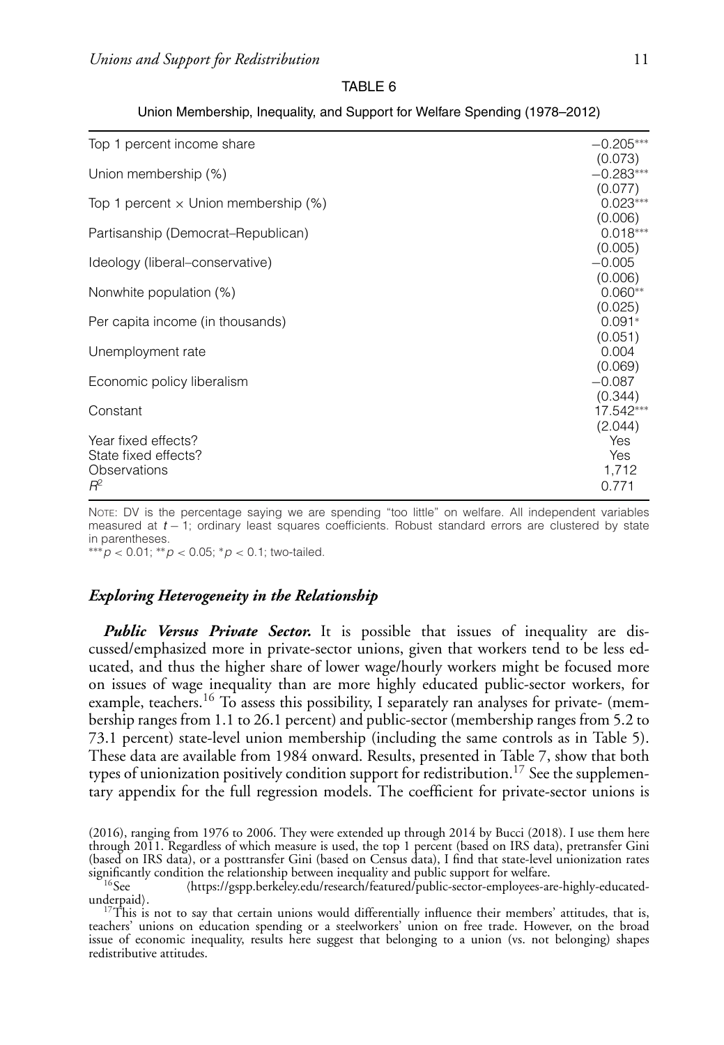TABLE 6

Union Membership, Inequality, and Support for Welfare Spending (1978–2012)

| | |
|---|---|
| Top 1 percent income share | −0.205*** |
| | (0.073) |
| Union membership (%) | −0.283*** |
| | (0.077) |
| Top 1 percent × Union membership (%) | 0.023*** |
| | (0.006) |
| Partisanship (Democrat–Republican) | 0.018*** |
| | (0.005) |
| Ideology (liberal–conservative) | −0.005 |
| | (0.006) |
| Nonwhite population (%) | 0.060** |
| | (0.025) |
| Per capita income (in thousands) | 0.091* |
| | (0.051) |
| Unemployment rate | 0.004 |
| | (0.069) |
| Economic policy liberalism | −0.087 |
| | (0.344) |
| Constant | 17.542*** |
| | (2.044) |
| Year fixed effects? | Yes |
| State fixed effects? | Yes |
| Observations | 1,712 |
| $R^2$ | 0.771 |

NOTE: DV is the percentage saying we are spending "too little" on welfare. All independent variables measured at $t-1$; ordinary least squares coefficients. Robust standard errors are clustered by state in parentheses.

***$p < 0.01$; **$p < 0.05$; *$p < 0.1$; two-tailed.

### *Exploring Heterogeneity in the Relationship*

***Public Versus Private Sector.*** It is possible that issues of inequality are discussed/emphasized more in private-sector unions, given that workers tend to be less educated, and thus the higher share of lower wage/hourly workers might be focused more on issues of wage inequality than are more highly educated public-sector workers, for example, teachers.[16] To assess this possibility, I separately ran analyses for private- (membership ranges from 1.1 to 26.1 percent) and public-sector (membership ranges from 5.2 to 73.1 percent) state-level union membership (including the same controls as in Table 5). These data are available from 1984 onward. Results, presented in Table 7, show that both types of unionization positively condition support for redistribution.[17] See the supplementary appendix for the full regression models. The coefficient for private-sector unions is

(2016), ranging from 1976 to 2006. They were extended up through 2014 by Bucci (2018). I use them here through 2011. Regardless of which measure is used, the top 1 percent (based on IRS data), pretransfer Gini (based on IRS data), or a posttransfer Gini (based on Census data), I find that state-level unionization rates significantly condition the relationship between inequality and public support for welfare.

[16] See ⟨https://gspp.berkeley.edu/research/featured/public-sector-employees-are-highly-educated-underpaid⟩.

[17] This is not to say that certain unions would differentially influence their members' attitudes, that is, teachers' unions on education spending or a steelworkers' union on free trade. However, on the broad issue of economic inequality, results here suggest that belonging to a union (vs. not belonging) shapes redistributive attitudes.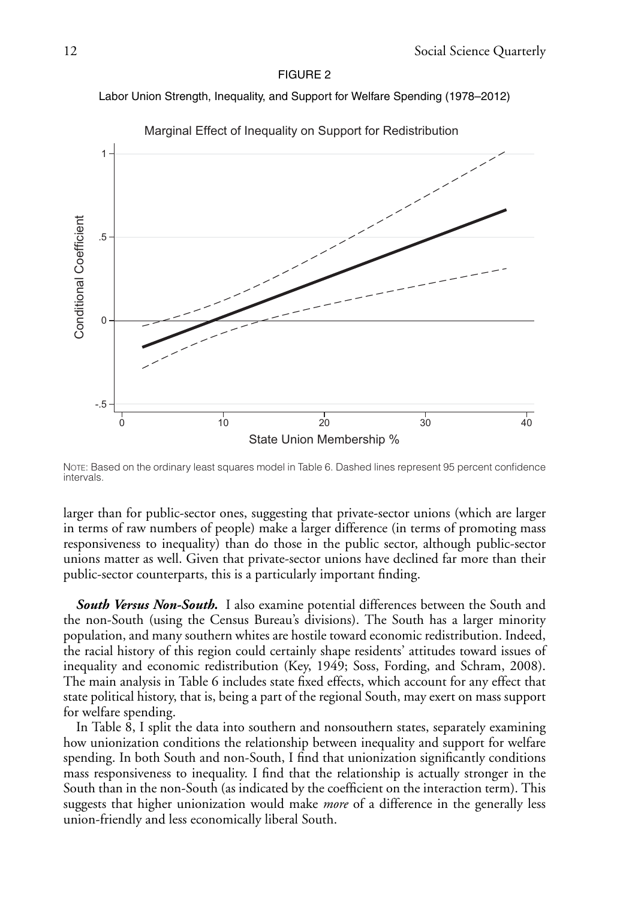FIGURE 2

Labor Union Strength, Inequality, and Support for Welfare Spending (1978–2012)

NOTE: Based on the ordinary least squares model in Table 6. Dashed lines represent 95 percent confidence intervals.

larger than for public-sector ones, suggesting that private-sector unions (which are larger in terms of raw numbers of people) make a larger difference (in terms of promoting mass responsiveness to inequality) than do those in the public sector, although public-sector unions matter as well. Given that private-sector unions have declined far more than their public-sector counterparts, this is a particularly important finding.

***South Versus Non-South.*** I also examine potential differences between the South and the non-South (using the Census Bureau's divisions). The South has a larger minority population, and many southern whites are hostile toward economic redistribution. Indeed, the racial history of this region could certainly shape residents' attitudes toward issues of inequality and economic redistribution (Key, 1949; Soss, Fording, and Schram, 2008). The main analysis in Table 6 includes state fixed effects, which account for any effect that state political history, that is, being a part of the regional South, may exert on mass support for welfare spending.

In Table 8, I split the data into southern and nonsouthern states, separately examining how unionization conditions the relationship between inequality and support for welfare spending. In both South and non-South, I find that unionization significantly conditions mass responsiveness to inequality. I find that the relationship is actually stronger in the South than in the non-South (as indicated by the coefficient on the interaction term). This suggests that higher unionization would make *more* of a difference in the generally less union-friendly and less economically liberal South.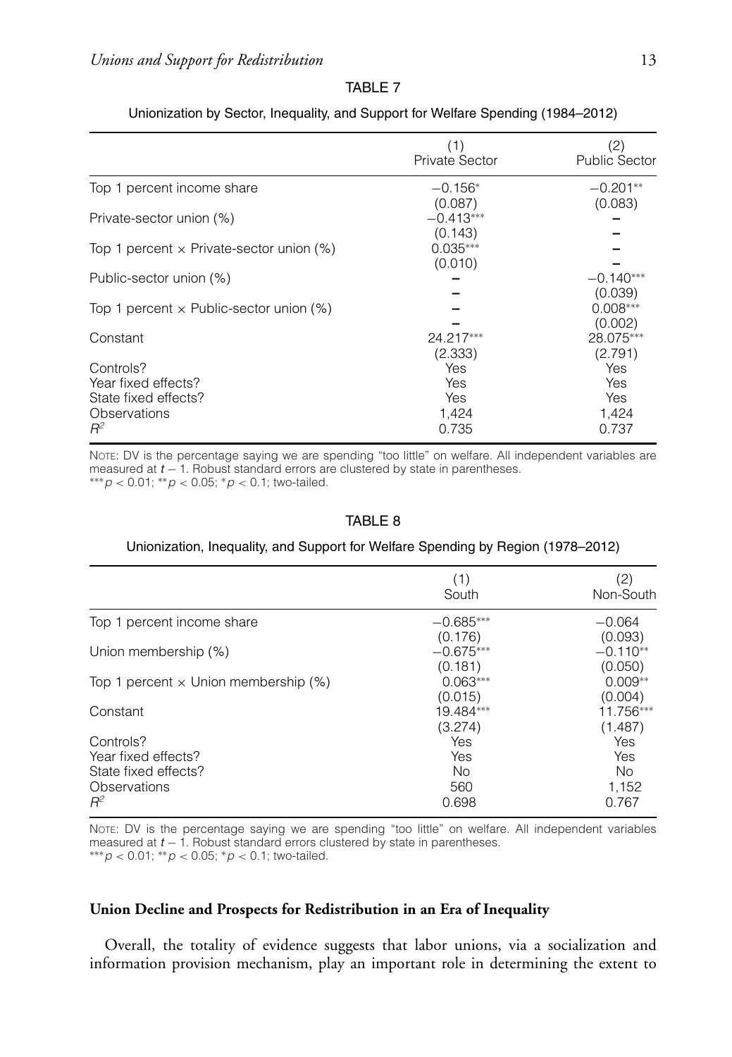TABLE 7

Unionization by Sector, Inequality, and Support for Welfare Spending (1984–2012)

| | (1) Private Sector | (2) Public Sector |
|---|---|---|
| Top 1 percent income share | $-0.156^{*}$ | $-0.201^{**}$ |
| | (0.087) | (0.083) |
| Private-sector union (%) | $-0.413^{***}$ | – |
| | (0.143) | – |
| Top 1 percent × Private-sector union (%) | $0.035^{***}$ | – |
| | (0.010) | – |
| Public-sector union (%) | – | $-0.140^{***}$ |
| | – | (0.039) |
| Top 1 percent × Public-sector union (%) | – | $0.008^{***}$ |
| | – | (0.002) |
| Constant | $24.217^{***}$ | $28.075^{***}$ |
| | (2.333) | (2.791) |
| Controls? | Yes | Yes |
| Year fixed effects? | Yes | Yes |
| State fixed effects? | Yes | Yes |
| Observations | 1,424 | 1,424 |
| $R^2$ | 0.735 | 0.737 |

NOTE: DV is the percentage saying we are spending "too little" on welfare. All independent variables are measured at $t-1$. Robust standard errors are clustered by state in parentheses.
$^{***}p < 0.01$; $^{**}p < 0.05$; $^{*}p < 0.1$; two-tailed.

TABLE 8

Unionization, Inequality, and Support for Welfare Spending by Region (1978–2012)

| | (1) South | (2) Non-South |
|---|---|---|
| Top 1 percent income share | $-0.685^{***}$ | $-0.064$ |
| | (0.176) | (0.093) |
| Union membership (%) | $-0.675^{***}$ | $-0.110^{**}$ |
| | (0.181) | (0.050) |
| Top 1 percent × Union membership (%) | $0.063^{***}$ | $0.009^{**}$ |
| | (0.015) | (0.004) |
| Constant | $19.484^{***}$ | $11.756^{***}$ |
| | (3.274) | (1.487) |
| Controls? | Yes | Yes |
| Year fixed effects? | Yes | Yes |
| State fixed effects? | No | No |
| Observations | 560 | 1,152 |
| $R^2$ | 0.698 | 0.767 |

NOTE: DV is the percentage saying we are spending "too little" on welfare. All independent variables measured at $t-1$. Robust standard errors clustered by state in parentheses.
$^{***}p < 0.01$; $^{**}p < 0.05$; $^{*}p < 0.1$; two-tailed.

## Union Decline and Prospects for Redistribution in an Era of Inequality

Overall, the totality of evidence suggests that labor unions, via a socialization and information provision mechanism, play an important role in determining the extent to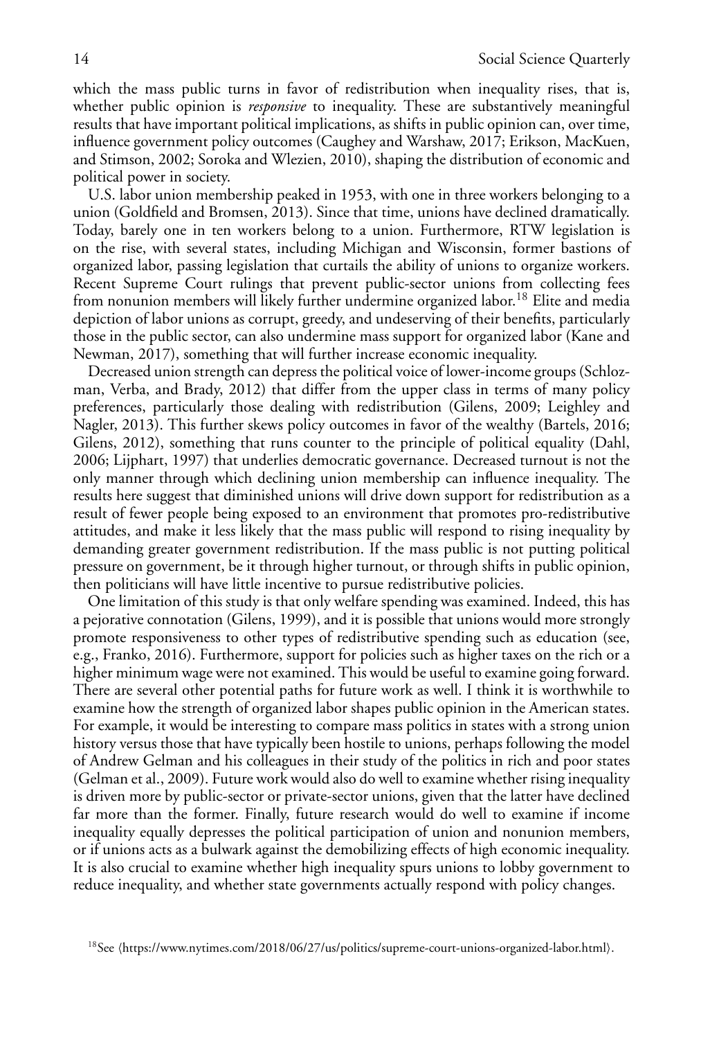which the mass public turns in favor of redistribution when inequality rises, that is, whether public opinion is *responsive* to inequality. These are substantively meaningful results that have important political implications, as shifts in public opinion can, over time, influence government policy outcomes (Caughey and Warshaw, 2017; Erikson, MacKuen, and Stimson, 2002; Soroka and Wlezien, 2010), shaping the distribution of economic and political power in society.

U.S. labor union membership peaked in 1953, with one in three workers belonging to a union (Goldfield and Bromsen, 2013). Since that time, unions have declined dramatically. Today, barely one in ten workers belong to a union. Furthermore, RTW legislation is on the rise, with several states, including Michigan and Wisconsin, former bastions of organized labor, passing legislation that curtails the ability of unions to organize workers. Recent Supreme Court rulings that prevent public-sector unions from collecting fees from nonunion members will likely further undermine organized labor.[18] Elite and media depiction of labor unions as corrupt, greedy, and undeserving of their benefits, particularly those in the public sector, can also undermine mass support for organized labor (Kane and Newman, 2017), something that will further increase economic inequality.

Decreased union strength can depress the political voice of lower-income groups (Schlozman, Verba, and Brady, 2012) that differ from the upper class in terms of many policy preferences, particularly those dealing with redistribution (Gilens, 2009; Leighley and Nagler, 2013). This further skews policy outcomes in favor of the wealthy (Bartels, 2016; Gilens, 2012), something that runs counter to the principle of political equality (Dahl, 2006; Lijphart, 1997) that underlies democratic governance. Decreased turnout is not the only manner through which declining union membership can influence inequality. The results here suggest that diminished unions will drive down support for redistribution as a result of fewer people being exposed to an environment that promotes pro-redistributive attitudes, and make it less likely that the mass public will respond to rising inequality by demanding greater government redistribution. If the mass public is not putting political pressure on government, be it through higher turnout, or through shifts in public opinion, then politicians will have little incentive to pursue redistributive policies.

One limitation of this study is that only welfare spending was examined. Indeed, this has a pejorative connotation (Gilens, 1999), and it is possible that unions would more strongly promote responsiveness to other types of redistributive spending such as education (see, e.g., Franko, 2016). Furthermore, support for policies such as higher taxes on the rich or a higher minimum wage were not examined. This would be useful to examine going forward. There are several other potential paths for future work as well. I think it is worthwhile to examine how the strength of organized labor shapes public opinion in the American states. For example, it would be interesting to compare mass politics in states with a strong union history versus those that have typically been hostile to unions, perhaps following the model of Andrew Gelman and his colleagues in their study of the politics in rich and poor states (Gelman et al., 2009). Future work would also do well to examine whether rising inequality is driven more by public-sector or private-sector unions, given that the latter have declined far more than the former. Finally, future research would do well to examine if income inequality equally depresses the political participation of union and nonunion members, or if unions acts as a bulwark against the demobilizing effects of high economic inequality. It is also crucial to examine whether high inequality spurs unions to lobby government to reduce inequality, and whether state governments actually respond with policy changes.

[18]See ⟨https://www.nytimes.com/2018/06/27/us/politics/supreme-court-unions-organized-labor.html⟩.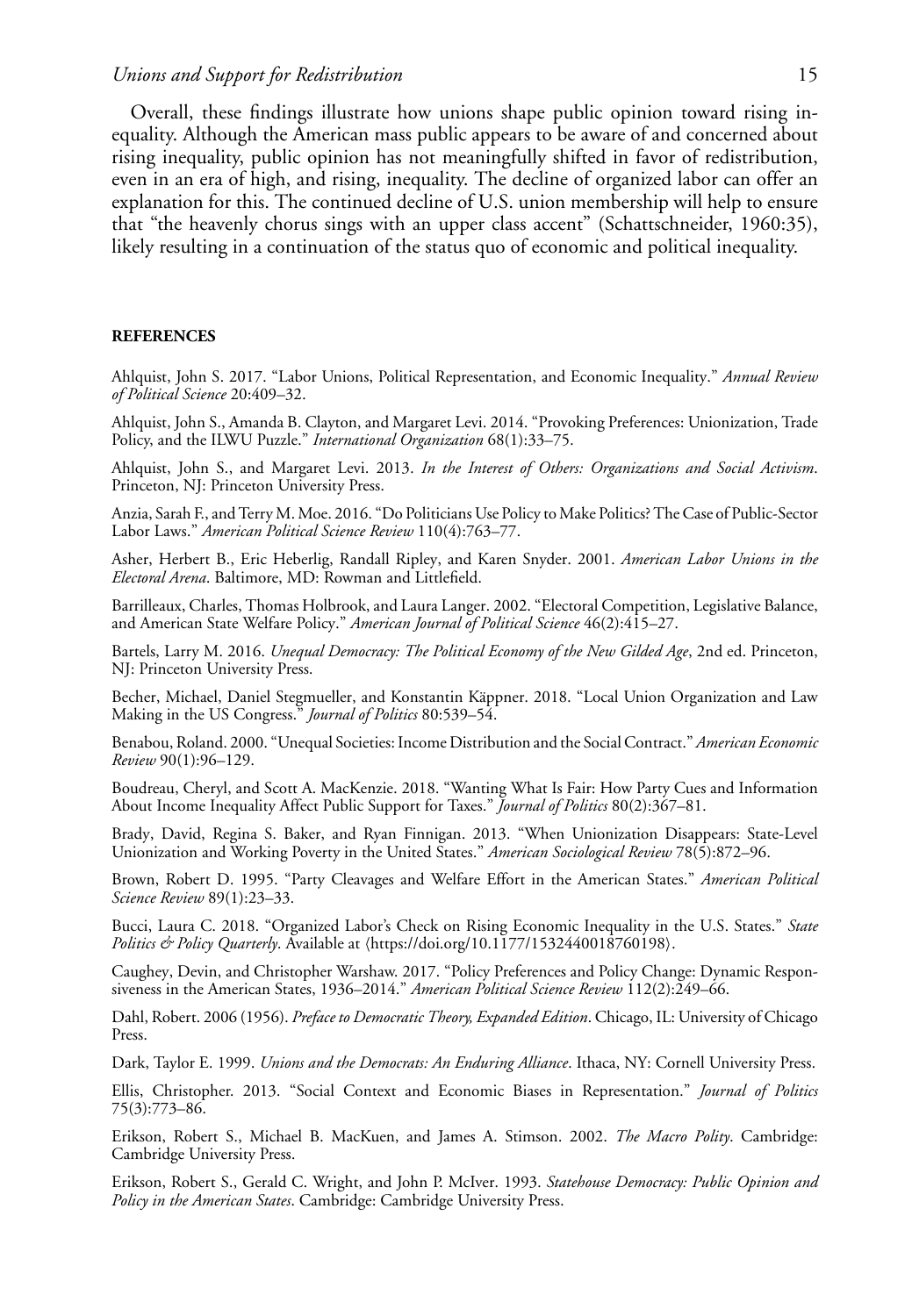Overall, these findings illustrate how unions shape public opinion toward rising inequality. Although the American mass public appears to be aware of and concerned about rising inequality, public opinion has not meaningfully shifted in favor of redistribution, even in an era of high, and rising, inequality. The decline of organized labor can offer an explanation for this. The continued decline of U.S. union membership will help to ensure that "the heavenly chorus sings with an upper class accent" (Schattschneider, 1960:35), likely resulting in a continuation of the status quo of economic and political inequality.

## REFERENCES

Ahlquist, John S. 2017. "Labor Unions, Political Representation, and Economic Inequality." *Annual Review of Political Science* 20:409–32.

Ahlquist, John S., Amanda B. Clayton, and Margaret Levi. 2014. "Provoking Preferences: Unionization, Trade Policy, and the ILWU Puzzle." *International Organization* 68(1):33–75.

Ahlquist, John S., and Margaret Levi. 2013. *In the Interest of Others: Organizations and Social Activism*. Princeton, NJ: Princeton University Press.

Anzia, Sarah F., and Terry M. Moe. 2016. "Do Politicians Use Policy to Make Politics? The Case of Public-Sector Labor Laws." *American Political Science Review* 110(4):763–77.

Asher, Herbert B., Eric Heberlig, Randall Ripley, and Karen Snyder. 2001. *American Labor Unions in the Electoral Arena*. Baltimore, MD: Rowman and Littlefield.

Barrilleaux, Charles, Thomas Holbrook, and Laura Langer. 2002. "Electoral Competition, Legislative Balance, and American State Welfare Policy." *American Journal of Political Science* 46(2):415–27.

Bartels, Larry M. 2016. *Unequal Democracy: The Political Economy of the New Gilded Age*, 2nd ed. Princeton, NJ: Princeton University Press.

Becher, Michael, Daniel Stegmueller, and Konstantin Käppner. 2018. "Local Union Organization and Law Making in the US Congress." *Journal of Politics* 80:539–54.

Benabou, Roland. 2000. "Unequal Societies: Income Distribution and the Social Contract." *American Economic Review* 90(1):96–129.

Boudreau, Cheryl, and Scott A. MacKenzie. 2018. "Wanting What Is Fair: How Party Cues and Information About Income Inequality Affect Public Support for Taxes." *Journal of Politics* 80(2):367–81.

Brady, David, Regina S. Baker, and Ryan Finnigan. 2013. "When Unionization Disappears: State-Level Unionization and Working Poverty in the United States." *American Sociological Review* 78(5):872–96.

Brown, Robert D. 1995. "Party Cleavages and Welfare Effort in the American States." *American Political Science Review* 89(1):23–33.

Bucci, Laura C. 2018. "Organized Labor's Check on Rising Economic Inequality in the U.S. States." *State Politics & Policy Quarterly*. Available at ⟨https://doi.org/10.1177/1532440018760198⟩.

Caughey, Devin, and Christopher Warshaw. 2017. "Policy Preferences and Policy Change: Dynamic Responsiveness in the American States, 1936–2014." *American Political Science Review* 112(2):249–66.

Dahl, Robert. 2006 (1956). *Preface to Democratic Theory, Expanded Edition*. Chicago, IL: University of Chicago Press.

Dark, Taylor E. 1999. *Unions and the Democrats: An Enduring Alliance*. Ithaca, NY: Cornell University Press.

Ellis, Christopher. 2013. "Social Context and Economic Biases in Representation." *Journal of Politics* 75(3):773–86.

Erikson, Robert S., Michael B. MacKuen, and James A. Stimson. 2002. *The Macro Polity*. Cambridge: Cambridge University Press.

Erikson, Robert S., Gerald C. Wright, and John P. McIver. 1993. *Statehouse Democracy: Public Opinion and Policy in the American States*. Cambridge: Cambridge University Press.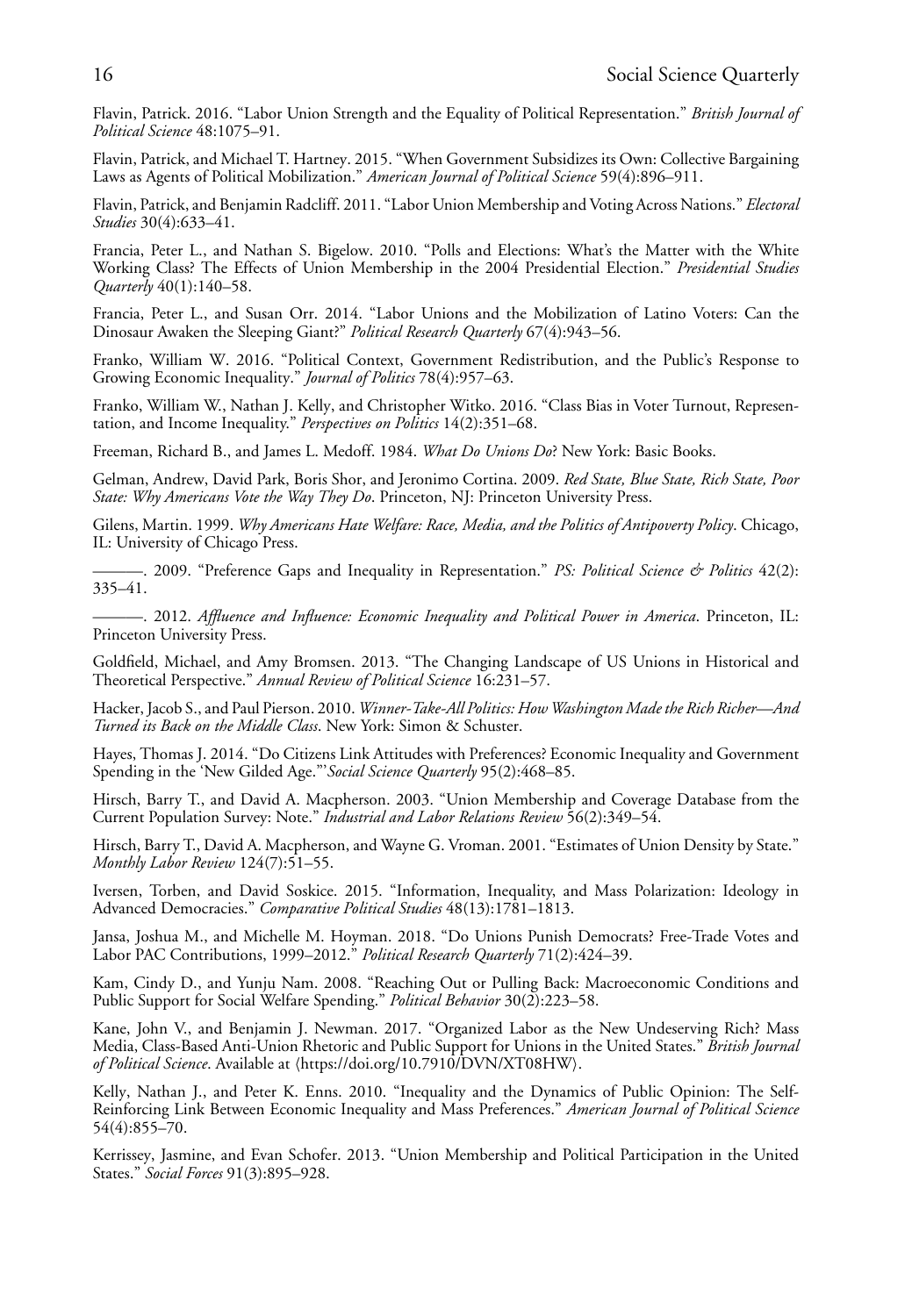Flavin, Patrick. 2016. "Labor Union Strength and the Equality of Political Representation." *British Journal of Political Science* 48:1075–91.

Flavin, Patrick, and Michael T. Hartney. 2015. "When Government Subsidizes its Own: Collective Bargaining Laws as Agents of Political Mobilization." *American Journal of Political Science* 59(4):896–911.

Flavin, Patrick, and Benjamin Radcliff. 2011. "Labor Union Membership and Voting Across Nations." *Electoral Studies* 30(4):633–41.

Francia, Peter L., and Nathan S. Bigelow. 2010. "Polls and Elections: What's the Matter with the White Working Class? The Effects of Union Membership in the 2004 Presidential Election." *Presidential Studies Quarterly* 40(1):140–58.

Francia, Peter L., and Susan Orr. 2014. "Labor Unions and the Mobilization of Latino Voters: Can the Dinosaur Awaken the Sleeping Giant?" *Political Research Quarterly* 67(4):943–56.

Franko, William W. 2016. "Political Context, Government Redistribution, and the Public's Response to Growing Economic Inequality." *Journal of Politics* 78(4):957–63.

Franko, William W., Nathan J. Kelly, and Christopher Witko. 2016. "Class Bias in Voter Turnout, Representation, and Income Inequality." *Perspectives on Politics* 14(2):351–68.

Freeman, Richard B., and James L. Medoff. 1984. *What Do Unions Do*? New York: Basic Books.

Gelman, Andrew, David Park, Boris Shor, and Jeronimo Cortina. 2009. *Red State, Blue State, Rich State, Poor State: Why Americans Vote the Way They Do*. Princeton, NJ: Princeton University Press.

Gilens, Martin. 1999. *Why Americans Hate Welfare: Race, Media, and the Politics of Antipoverty Policy*. Chicago, IL: University of Chicago Press.

———. 2009. "Preference Gaps and Inequality in Representation." *PS: Political Science & Politics* 42(2): 335–41.

———. 2012. *Affluence and Influence: Economic Inequality and Political Power in America*. Princeton, IL: Princeton University Press.

Goldfield, Michael, and Amy Bromsen. 2013. "The Changing Landscape of US Unions in Historical and Theoretical Perspective." *Annual Review of Political Science* 16:231–57.

Hacker, Jacob S., and Paul Pierson. 2010. *Winner-Take-All Politics: How Washington Made the Rich Richer—And Turned its Back on the Middle Class*. New York: Simon & Schuster.

Hayes, Thomas J. 2014. "Do Citizens Link Attitudes with Preferences? Economic Inequality and Government Spending in the 'New Gilded Age.'" *Social Science Quarterly* 95(2):468–85.

Hirsch, Barry T., and David A. Macpherson. 2003. "Union Membership and Coverage Database from the Current Population Survey: Note." *Industrial and Labor Relations Review* 56(2):349–54.

Hirsch, Barry T., David A. Macpherson, and Wayne G. Vroman. 2001. "Estimates of Union Density by State." *Monthly Labor Review* 124(7):51–55.

Iversen, Torben, and David Soskice. 2015. "Information, Inequality, and Mass Polarization: Ideology in Advanced Democracies." *Comparative Political Studies* 48(13):1781–1813.

Jansa, Joshua M., and Michelle M. Hoyman. 2018. "Do Unions Punish Democrats? Free-Trade Votes and Labor PAC Contributions, 1999–2012." *Political Research Quarterly* 71(2):424–39.

Kam, Cindy D., and Yunju Nam. 2008. "Reaching Out or Pulling Back: Macroeconomic Conditions and Public Support for Social Welfare Spending." *Political Behavior* 30(2):223–58.

Kane, John V., and Benjamin J. Newman. 2017. "Organized Labor as the New Undeserving Rich? Mass Media, Class-Based Anti-Union Rhetoric and Public Support for Unions in the United States." *British Journal of Political Science*. Available at ⟨https://doi.org/10.7910/DVN/XT08HW⟩.

Kelly, Nathan J., and Peter K. Enns. 2010. "Inequality and the Dynamics of Public Opinion: The Self-Reinforcing Link Between Economic Inequality and Mass Preferences." *American Journal of Political Science* 54(4):855–70.

Kerrissey, Jasmine, and Evan Schofer. 2013. "Union Membership and Political Participation in the United States." *Social Forces* 91(3):895–928.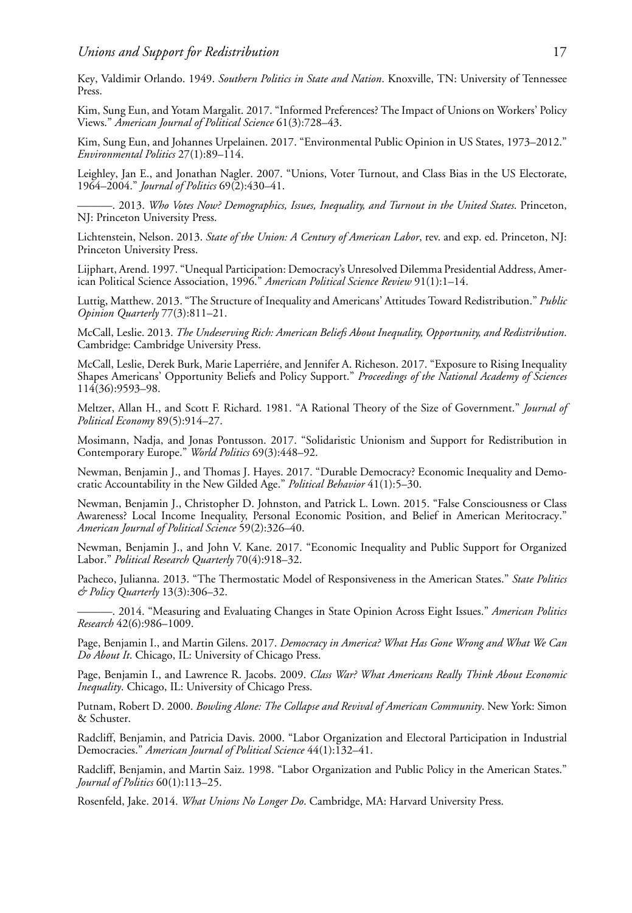Key, Valdimir Orlando. 1949. *Southern Politics in State and Nation*. Knoxville, TN: University of Tennessee Press.

Kim, Sung Eun, and Yotam Margalit. 2017. "Informed Preferences? The Impact of Unions on Workers' Policy Views." *American Journal of Political Science* 61(3):728–43.

Kim, Sung Eun, and Johannes Urpelainen. 2017. "Environmental Public Opinion in US States, 1973–2012." *Environmental Politics* 27(1):89–114.

Leighley, Jan E., and Jonathan Nagler. 2007. "Unions, Voter Turnout, and Class Bias in the US Electorate, 1964–2004." *Journal of Politics* 69(2):430–41.

———. 2013. *Who Votes Now? Demographics, Issues, Inequality, and Turnout in the United States*. Princeton, NJ: Princeton University Press.

Lichtenstein, Nelson. 2013. *State of the Union: A Century of American Labor*, rev. and exp. ed. Princeton, NJ: Princeton University Press.

Lijphart, Arend. 1997. "Unequal Participation: Democracy's Unresolved Dilemma Presidential Address, American Political Science Association, 1996." *American Political Science Review* 91(1):1–14.

Luttig, Matthew. 2013. "The Structure of Inequality and Americans' Attitudes Toward Redistribution." *Public Opinion Quarterly* 77(3):811–21.

McCall, Leslie. 2013. *The Undeserving Rich: American Beliefs About Inequality, Opportunity, and Redistribution*. Cambridge: Cambridge University Press.

McCall, Leslie, Derek Burk, Marie Laperriére, and Jennifer A. Richeson. 2017. "Exposure to Rising Inequality Shapes Americans' Opportunity Beliefs and Policy Support." *Proceedings of the National Academy of Sciences* 114(36):9593–98.

Meltzer, Allan H., and Scott F. Richard. 1981. "A Rational Theory of the Size of Government." *Journal of Political Economy* 89(5):914–27.

Mosimann, Nadja, and Jonas Pontusson. 2017. "Solidaristic Unionism and Support for Redistribution in Contemporary Europe." *World Politics* 69(3):448–92.

Newman, Benjamin J., and Thomas J. Hayes. 2017. "Durable Democracy? Economic Inequality and Democratic Accountability in the New Gilded Age." *Political Behavior* 41(1):5–30.

Newman, Benjamin J., Christopher D. Johnston, and Patrick L. Lown. 2015. "False Consciousness or Class Awareness? Local Income Inequality, Personal Economic Position, and Belief in American Meritocracy." *American Journal of Political Science* 59(2):326–40.

Newman, Benjamin J., and John V. Kane. 2017. "Economic Inequality and Public Support for Organized Labor." *Political Research Quarterly* 70(4):918–32.

Pacheco, Julianna. 2013. "The Thermostatic Model of Responsiveness in the American States." *State Politics & Policy Quarterly* 13(3):306–32.

———. 2014. "Measuring and Evaluating Changes in State Opinion Across Eight Issues." *American Politics Research* 42(6):986–1009.

Page, Benjamin I., and Martin Gilens. 2017. *Democracy in America? What Has Gone Wrong and What We Can Do About It*. Chicago, IL: University of Chicago Press.

Page, Benjamin I., and Lawrence R. Jacobs. 2009. *Class War? What Americans Really Think About Economic Inequality*. Chicago, IL: University of Chicago Press.

Putnam, Robert D. 2000. *Bowling Alone: The Collapse and Revival of American Community*. New York: Simon & Schuster.

Radcliff, Benjamin, and Patricia Davis. 2000. "Labor Organization and Electoral Participation in Industrial Democracies." *American Journal of Political Science* 44(1):132–41.

Radcliff, Benjamin, and Martin Saiz. 1998. "Labor Organization and Public Policy in the American States." *Journal of Politics* 60(1):113–25.

Rosenfeld, Jake. 2014. *What Unions No Longer Do*. Cambridge, MA: Harvard University Press.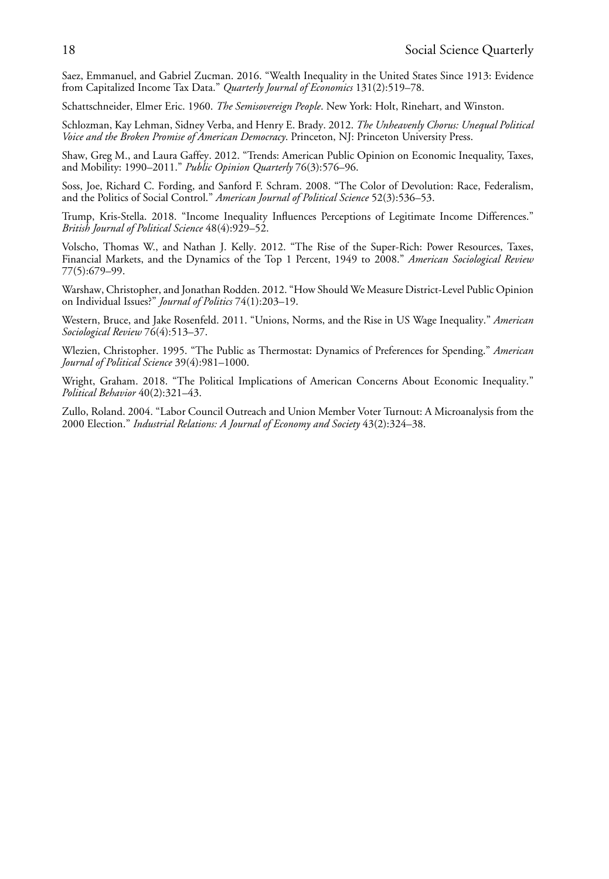Saez, Emmanuel, and Gabriel Zucman. 2016. "Wealth Inequality in the United States Since 1913: Evidence from Capitalized Income Tax Data." *Quarterly Journal of Economics* 131(2):519–78.

Schattschneider, Elmer Eric. 1960. *The Semisovereign People*. New York: Holt, Rinehart, and Winston.

Schlozman, Kay Lehman, Sidney Verba, and Henry E. Brady. 2012. *The Unheavenly Chorus: Unequal Political Voice and the Broken Promise of American Democracy*. Princeton, NJ: Princeton University Press.

Shaw, Greg M., and Laura Gaffey. 2012. "Trends: American Public Opinion on Economic Inequality, Taxes, and Mobility: 1990–2011." *Public Opinion Quarterly* 76(3):576–96.

Soss, Joe, Richard C. Fording, and Sanford F. Schram. 2008. "The Color of Devolution: Race, Federalism, and the Politics of Social Control." *American Journal of Political Science* 52(3):536–53.

Trump, Kris-Stella. 2018. "Income Inequality Influences Perceptions of Legitimate Income Differences." *British Journal of Political Science* 48(4):929–52.

Volscho, Thomas W., and Nathan J. Kelly. 2012. "The Rise of the Super-Rich: Power Resources, Taxes, Financial Markets, and the Dynamics of the Top 1 Percent, 1949 to 2008." *American Sociological Review* 77(5):679–99.

Warshaw, Christopher, and Jonathan Rodden. 2012. "How Should We Measure District-Level Public Opinion on Individual Issues?" *Journal of Politics* 74(1):203–19.

Western, Bruce, and Jake Rosenfeld. 2011. "Unions, Norms, and the Rise in US Wage Inequality." *American Sociological Review* 76(4):513–37.

Wlezien, Christopher. 1995. "The Public as Thermostat: Dynamics of Preferences for Spending." *American Journal of Political Science* 39(4):981–1000.

Wright, Graham. 2018. "The Political Implications of American Concerns About Economic Inequality." *Political Behavior* 40(2):321–43.

Zullo, Roland. 2004. "Labor Council Outreach and Union Member Voter Turnout: A Microanalysis from the 2000 Election." *Industrial Relations: A Journal of Economy and Society* 43(2):324–38.